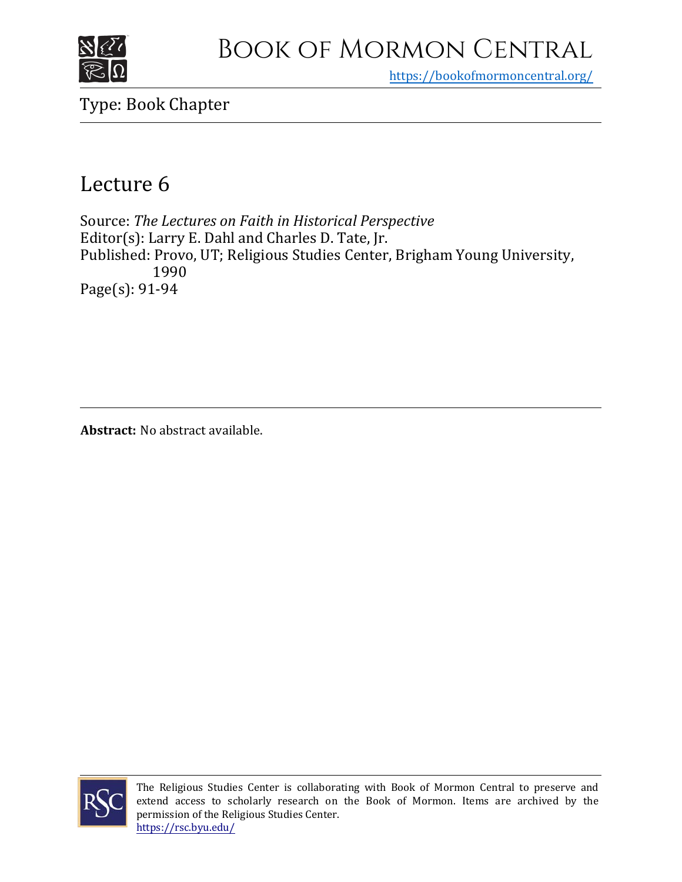# Book of Mormon Central

https://bookofmormoncentral.org/

Type: Book Chapter

## Lecture 6

Source: *The Lectures on Faith in Historical Perspective*
Editor(s): Larry E. Dahl and Charles D. Tate, Jr.
Published: Provo, UT; Religious Studies Center, Brigham Young University, 1990
Page(s): 91-94

**Abstract:** No abstract available.

The Religious Studies Center is collaborating with Book of Mormon Central to preserve and extend access to scholarly research on the Book of Mormon. Items are archived by the permission of the Religious Studies Center.
https://rsc.byu.edu/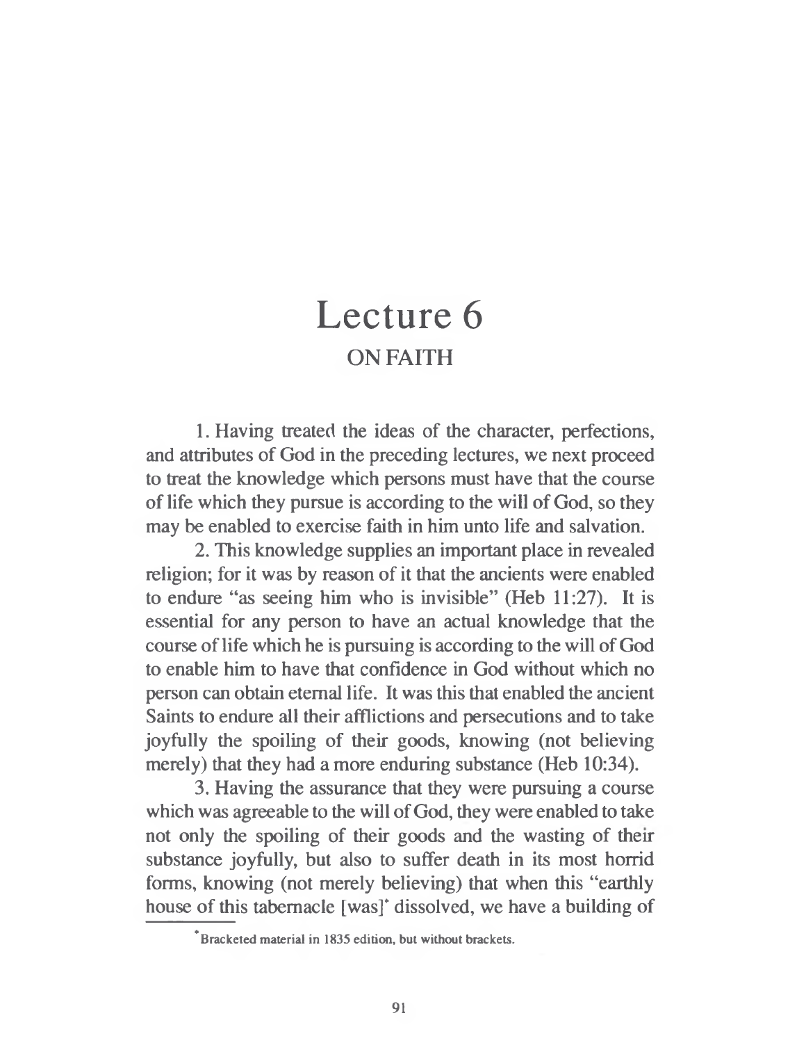# Lecture 6

## ON FAITH

1. Having treated the ideas of the character, perfections, and attributes of God in the preceding lectures, we next proceed to treat the knowledge which persons must have that the course of life which they pursue is according to the will of God, so they may be enabled to exercise faith in him unto life and salvation.

2. This knowledge supplies an important place in revealed religion; for it was by reason of it that the ancients were enabled to endure "as seeing him who is invisible" (Heb 11:27). It is essential for any person to have an actual knowledge that the course of life which he is pursuing is according to the will of God to enable him to have that confidence in God without which no person can obtain eternal life. It was this that enabled the ancient Saints to endure all their afflictions and persecutions and to take joyfully the spoiling of their goods, knowing (not believing merely) that they had a more enduring substance (Heb 10:34).

3. Having the assurance that they were pursuing a course which was agreeable to the will of God, they were enabled to take not only the spoiling of their goods and the wasting of their substance joyfully, but also to suffer death in its most horrid forms, knowing (not merely believing) that when this "earthly house of this tabernacle [was]* dissolved, we have a building of

*Bracketed material in 1835 edition, but without brackets.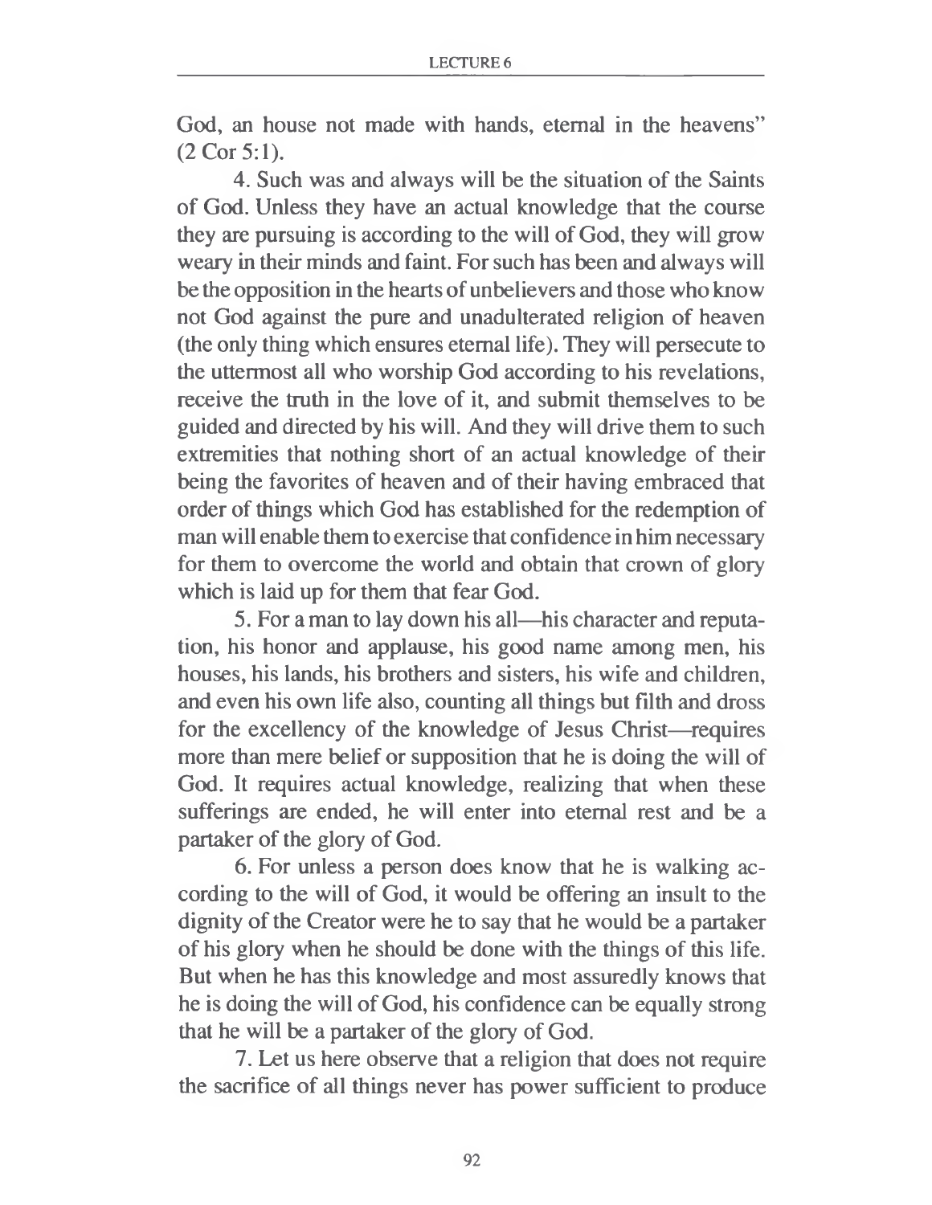God, an house not made with hands, eternal in the heavens" (2 Cor 5:1).

4. Such was and always will be the situation of the Saints of God. Unless they have an actual knowledge that the course they are pursuing is according to the will of God, they will grow weary in their minds and faint. For such has been and always will be the opposition in the hearts of unbelievers and those who know not God against the pure and unadulterated religion of heaven (the only thing which ensures eternal life). They will persecute to the uttermost all who worship God according to his revelations, receive the truth in the love of it, and submit themselves to be guided and directed by his will. And they will drive them to such extremities that nothing short of an actual knowledge of their being the favorites of heaven and of their having embraced that order of things which God has established for the redemption of man will enable them to exercise that confidence in him necessary for them to overcome the world and obtain that crown of glory which is laid up for them that fear God.

5. For a man to lay down his all—his character and reputation, his honor and applause, his good name among men, his houses, his lands, his brothers and sisters, his wife and children, and even his own life also, counting all things but filth and dross for the excellency of the knowledge of Jesus Christ—requires more than mere belief or supposition that he is doing the will of God. It requires actual knowledge, realizing that when these sufferings are ended, he will enter into eternal rest and be a partaker of the glory of God.

6. For unless a person does know that he is walking according to the will of God, it would be offering an insult to the dignity of the Creator were he to say that he would be a partaker of his glory when he should be done with the things of this life. But when he has this knowledge and most assuredly knows that he is doing the will of God, his confidence can be equally strong that he will be a partaker of the glory of God.

7. Let us here observe that a religion that does not require the sacrifice of all things never has power sufficient to produce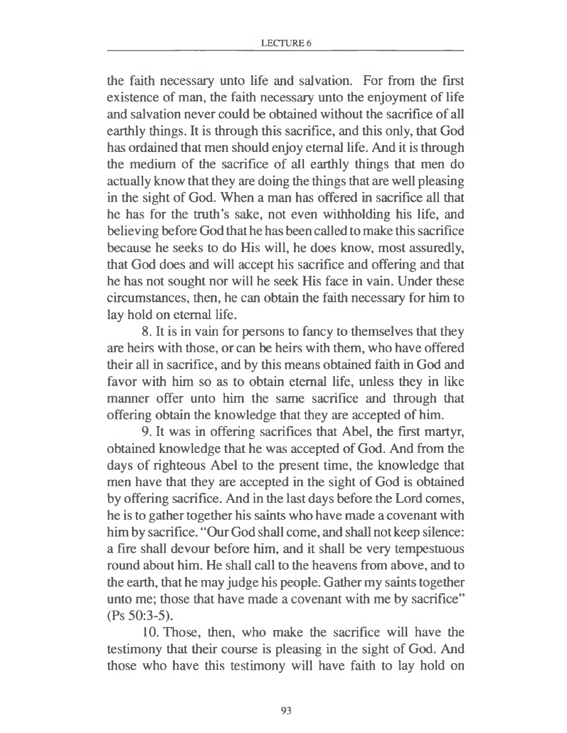the faith necessary unto life and salvation. For from the first existence of man, the faith necessary unto the enjoyment of life and salvation never could be obtained without the sacrifice of all earthly things. It is through this sacrifice, and this only, that God has ordained that men should enjoy eternal life. And it is through the medium of the sacrifice of all earthly things that men do actually know that they are doing the things that are well pleasing in the sight of God. When a man has offered in sacrifice all that he has for the truth's sake, not even withholding his life, and believing before God that he has been called to make this sacrifice because he seeks to do His will, he does know, most assuredly, that God does and will accept his sacrifice and offering and that he has not sought nor will he seek His face in vain. Under these circumstances, then, he can obtain the faith necessary for him to lay hold on eternal life.

8. It is in vain for persons to fancy to themselves that they are heirs with those, or can be heirs with them, who have offered their all in sacrifice, and by this means obtained faith in God and favor with him so as to obtain eternal life, unless they in like manner offer unto him the same sacrifice and through that offering obtain the knowledge that they are accepted of him.

9. It was in offering sacrifices that Abel, the first martyr, obtained knowledge that he was accepted of God. And from the days of righteous Abel to the present time, the knowledge that men have that they are accepted in the sight of God is obtained by offering sacrifice. And in the last days before the Lord comes, he is to gather together his saints who have made a covenant with him by sacrifice. "Our God shall come, and shall not keep silence: a fire shall devour before him, and it shall be very tempestuous round about him. He shall call to the heavens from above, and to the earth, that he may judge his people. Gather my saints together unto me; those that have made a covenant with me by sacrifice" (Ps 50:3-5).

10. Those, then, who make the sacrifice will have the testimony that their course is pleasing in the sight of God. And those who have this testimony will have faith to lay hold on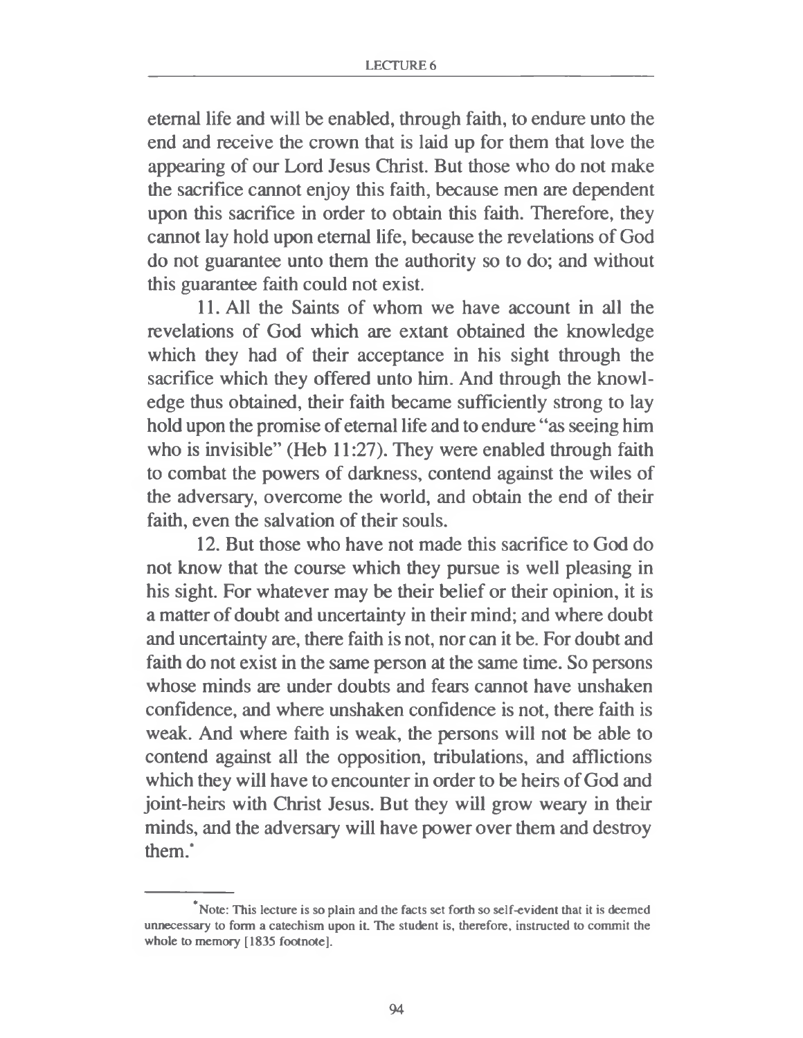eternal life and will be enabled, through faith, to endure unto the end and receive the crown that is laid up for them that love the appearing of our Lord Jesus Christ. But those who do not make the sacrifice cannot enjoy this faith, because men are dependent upon this sacrifice in order to obtain this faith. Therefore, they cannot lay hold upon eternal life, because the revelations of God do not guarantee unto them the authority so to do; and without this guarantee faith could not exist.

11. All the Saints of whom we have account in all the revelations of God which are extant obtained the knowledge which they had of their acceptance in his sight through the sacrifice which they offered unto him. And through the knowledge thus obtained, their faith became sufficiently strong to lay hold upon the promise of eternal life and to endure "as seeing him who is invisible" (Heb 11:27). They were enabled through faith to combat the powers of darkness, contend against the wiles of the adversary, overcome the world, and obtain the end of their faith, even the salvation of their souls.

12. But those who have not made this sacrifice to God do not know that the course which they pursue is well pleasing in his sight. For whatever may be their belief or their opinion, it is a matter of doubt and uncertainty in their mind; and where doubt and uncertainty are, there faith is not, nor can it be. For doubt and faith do not exist in the same person at the same time. So persons whose minds are under doubts and fears cannot have unshaken confidence, and where unshaken confidence is not, there faith is weak. And where faith is weak, the persons will not be able to contend against all the opposition, tribulations, and afflictions which they will have to encounter in order to be heirs of God and joint-heirs with Christ Jesus. But they will grow weary in their minds, and the adversary will have power over them and destroy them.*

---

*Note: This lecture is so plain and the facts set forth so self-evident that it is deemed unnecessary to form a catechism upon it. The student is, therefore, instructed to commit the whole to memory [1835 footnote].